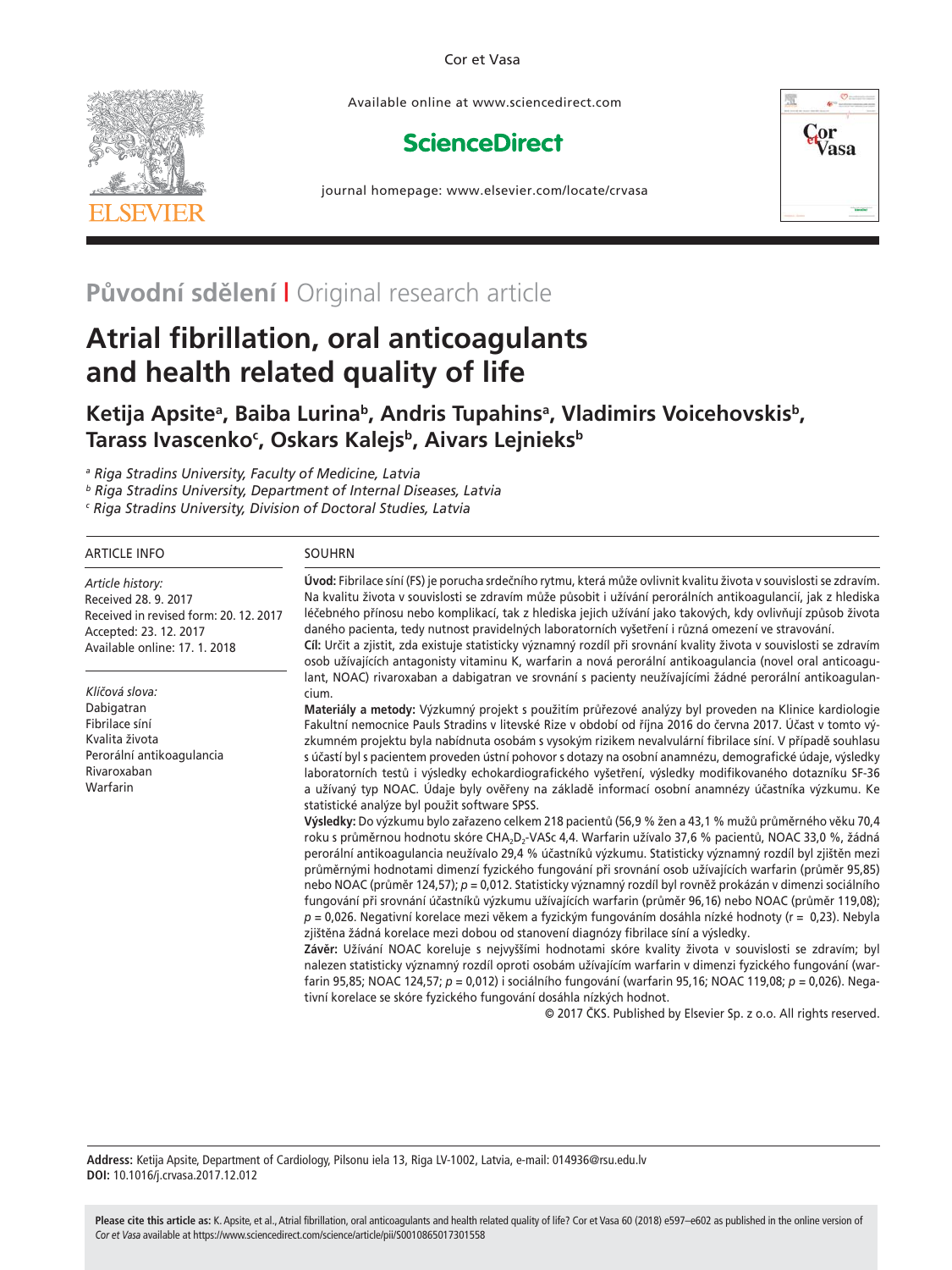Cor et Vasa

Available online at www.sciencedirect.com

ScienceDirect

journal homepage: www.elsevier.com/locate/crvasa

**Původní sdělení |** Original research article

# Atrial fibrillation, oral anticoagulants and health related quality of life

## Ketija Apsite[a], Baiba Lurina[b], Andris Tupahins[a], Vladimirs Voicehovskis[b], Tarass Ivascenko[c], Oskars Kalejs[b], Aivars Lejnieks[b]

[a] *Riga Stradins University, Faculty of Medicine, Latvia*
[b] *Riga Stradins University, Department of Internal Diseases, Latvia*
[c] *Riga Stradins University, Division of Doctoral Studies, Latvia*

ARTICLE INFO

*Article history:*
Received 28. 9. 2017
Received in revised form: 20. 12. 2017
Accepted: 23. 12. 2017
Available online: 17. 1. 2018

*Klíčová slova:*
Dabigatran
Fibrilace síní
Kvalita života
Perorální antikoagulancia
Rivaroxaban
Warfarin

SOUHRN

**Úvod:** Fibrilace síní (FS) je porucha srdečního rytmu, která může ovlivnit kvalitu života v souvislosti se zdravím. Na kvalitu života v souvislosti se zdravím může působit i užívání perorálních antikoagulancií, jak z hlediska léčebného přínosu nebo komplikací, tak z hlediska jejich užívání jako takových, kdy ovlivňují způsob života daného pacienta, tedy nutnost pravidelných laboratorních vyšetření i různá omezení ve stravování.

**Cíl:** Určit a zjistit, zda existuje statisticky významný rozdíl při srovnání kvality života v souvislosti se zdravím osob užívajících antagonisty vitaminu K, warfarin a nová perorální antikoagulancia (novel oral anticoagulant, NOAC) rivaroxaban a dabigatran ve srovnání s pacienty neužívajícími žádné perorální antikoagulancium.

**Materiály a metody:** Výzkumný projekt s použitím průřezové analýzy byl proveden na Klinice kardiologie Fakultní nemocnice Pauls Stradins v litevské Rize v období od října 2016 do června 2017. Účast v tomto výzkumném projektu byla nabídnuta osobám s vysokým rizikem nevalvulární fibrilace síní. V případě souhlasu s účastí byl s pacientem proveden ústní pohovor s dotazy na osobní anamnézu, demografické údaje, výsledky laboratorních testů i výsledky echokardiografického vyšetření, výsledky modifikovaného dotazníku SF-36 a užívaný typ NOAC. Údaje byly ověřeny na základě informací osobní anamnézy účastníka výzkumu. Ke statistické analýze byl použit software SPSS.

**Výsledky:** Do výzkumu bylo zařazeno celkem 218 pacientů (56,9 % žen a 43,1 % mužů průměrného věku 70,4 roku s průměrnou hodnotu skóre $CHA_2D_2$-VASc 4,4. Warfarin užívalo 37,6 % pacientů, NOAC 33,0 %, žádná perorální antikoagulancia neužívalo 29,4 % účastníků výzkumu. Statisticky významný rozdíl byl zjištěn mezi průměrnými hodnotami dimenzí fyzického fungování při srovnání osob užívajících warfarin (průměr 95,85) nebo NOAC (průměr 124,57); $p = 0,012$. Statisticky významný rozdíl byl rovněž prokázán v dimenzi sociálního fungování při srovnání účastníků výzkumu užívajících warfarin (průměr 96,16) nebo NOAC (průměr 119,08); $p = 0,026$. Negativní korelace mezi věkem a fyzickým fungováním dosáhla nízké hodnoty ($r = 0,23$). Nebyla zjištěna žádná korelace mezi dobou od stanovení diagnózy fibrilace síní a výsledky.

**Závěr:** Užívání NOAC koreluje s nejvyššími hodnotami skóre kvality života v souvislosti se zdravím; byl nalezen statisticky významný rozdíl oproti osobám užívajícím warfarin v dimenzi fyzického fungování (warfarin 95,85; NOAC 124,57; $p = 0,012$) i sociálního fungování (warfarin 95,16; NOAC 119,08; $p = 0,026$). Negativní korelace se skóre fyzického fungování dosáhla nízkých hodnot.

© 2017 ČKS. Published by Elsevier Sp. z o.o. All rights reserved.

**Address:** Ketija Apsite, Department of Cardiology, Pilsonu iela 13, Riga LV-1002, Latvia, e-mail: 014936@rsu.edu.lv
**DOI:** 10.1016/j.crvasa.2017.12.012

**Please cite this article as:** K. Apsite, et al., Atrial fibrillation, oral anticoagulants and health related quality of life? Cor et Vasa 60 (2018) e597–e602 as published in the online version of *Cor et Vasa* available at https://www.sciencedirect.com/science/article/pii/S0010865017301558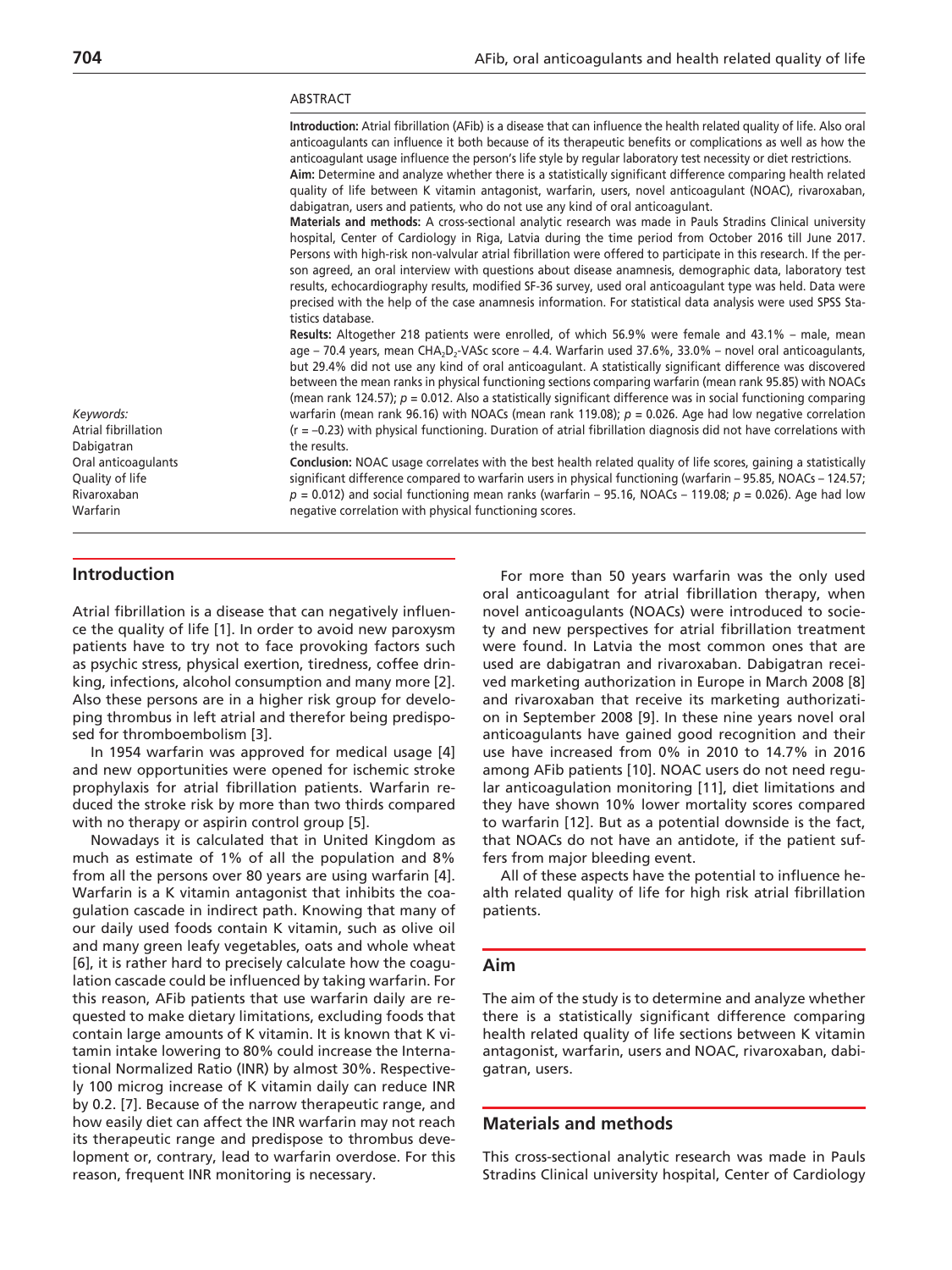## ABSTRACT

**Introduction:** Atrial fibrillation (AFib) is a disease that can influence the health related quality of life. Also oral anticoagulants can influence it both because of its therapeutic benefits or complications as well as how the anticoagulant usage influence the person's life style by regular laboratory test necessity or diet restrictions.

**Aim:** Determine and analyze whether there is a statistically significant difference comparing health related quality of life between K vitamin antagonist, warfarin, users, novel anticoagulant (NOAC), rivaroxaban, dabigatran, users and patients, who do not use any kind of oral anticoagulant.

**Materials and methods:** A cross-sectional analytic research was made in Pauls Stradins Clinical university hospital, Center of Cardiology in Riga, Latvia during the time period from October 2016 till June 2017. Persons with high-risk non-valvular atrial fibrillation were offered to participate in this research. If the person agreed, an oral interview with questions about disease anamnesis, demographic data, laboratory test results, echocardiography results, modified SF-36 survey, used oral anticoagulant type was held. Data were precised with the help of the case anamnesis information. For statistical data analysis were used SPSS Statistics database.

**Results:** Altogether 218 patients were enrolled, of which 56.9% were female and 43.1% – male, mean age – 70.4 years, mean $CHA_2D_2$-VASc score – 4.4. Warfarin used 37.6%, 33.0% – novel oral anticoagulants, but 29.4% did not use any kind of oral anticoagulant. A statistically significant difference was discovered between the mean ranks in physical functioning sections comparing warfarin (mean rank 95.85) with NOACs (mean rank 124.57); $p = 0.012$. Also a statistically significant difference was in social functioning comparing warfarin (mean rank 96.16) with NOACs (mean rank 119.08); $p = 0.026$. Age had low negative correlation ($r = -0.23$) with physical functioning. Duration of atrial fibrillation diagnosis did not have correlations with the results.

**Conclusion:** NOAC usage correlates with the best health related quality of life scores, gaining a statistically significant difference compared to warfarin users in physical functioning (warfarin – 95.85, NOACs – 124.57; $p = 0.012$) and social functioning mean ranks (warfarin – 95.16, NOACs – 119.08; $p = 0.026$). Age had low negative correlation with physical functioning scores.

*Keywords:*
Atrial fibrillation
Dabigatran
Oral anticoagulants
Quality of life
Rivaroxaban
Warfarin

## Introduction

Atrial fibrillation is a disease that can negatively influence the quality of life [1]. In order to avoid new paroxysm patients have to try not to face provoking factors such as psychic stress, physical exertion, tiredness, coffee drinking, infections, alcohol consumption and many more [2]. Also these persons are in a higher risk group for developing thrombus in left atrial and therefor being predisposed for thromboembolism [3].

In 1954 warfarin was approved for medical usage [4] and new opportunities were opened for ischemic stroke prophylaxis for atrial fibrillation patients. Warfarin reduced the stroke risk by more than two thirds compared with no therapy or aspirin control group [5].

Nowadays it is calculated that in United Kingdom as much as estimate of 1% of all the population and 8% from all the persons over 80 years are using warfarin [4]. Warfarin is a K vitamin antagonist that inhibits the coagulation cascade in indirect path. Knowing that many of our daily used foods contain K vitamin, such as olive oil and many green leafy vegetables, oats and whole wheat [6], it is rather hard to precisely calculate how the coagulation cascade could be influenced by taking warfarin. For this reason, AFib patients that use warfarin daily are requested to make dietary limitations, excluding foods that contain large amounts of K vitamin. It is known that K vitamin intake lowering to 80% could increase the International Normalized Ratio (INR) by almost 30%. Respectively 100 microg increase of K vitamin daily can reduce INR by 0.2. [7]. Because of the narrow therapeutic range, and how easily diet can affect the INR warfarin may not reach its therapeutic range and predispose to thrombus development or, contrary, lead to warfarin overdose. For this reason, frequent INR monitoring is necessary.

For more than 50 years warfarin was the only used oral anticoagulant for atrial fibrillation therapy, when novel anticoagulants (NOACs) were introduced to society and new perspectives for atrial fibrillation treatment were found. In Latvia the most common ones that are used are dabigatran and rivaroxaban. Dabigatran received marketing authorization in Europe in March 2008 [8] and rivaroxaban that receive its marketing authorization in September 2008 [9]. In these nine years novel oral anticoagulants have gained good recognition and their use have increased from 0% in 2010 to 14.7% in 2016 among AFib patients [10]. NOAC users do not need regular anticoagulation monitoring [11], diet limitations and they have shown 10% lower mortality scores compared to warfarin [12]. But as a potential downside is the fact, that NOACs do not have an antidote, if the patient suffers from major bleeding event.

All of these aspects have the potential to influence health related quality of life for high risk atrial fibrillation patients.

## Aim

The aim of the study is to determine and analyze whether there is a statistically significant difference comparing health related quality of life sections between K vitamin antagonist, warfarin, users and NOAC, rivaroxaban, dabigatran, users.

## Materials and methods

This cross-sectional analytic research was made in Pauls Stradins Clinical university hospital, Center of Cardiology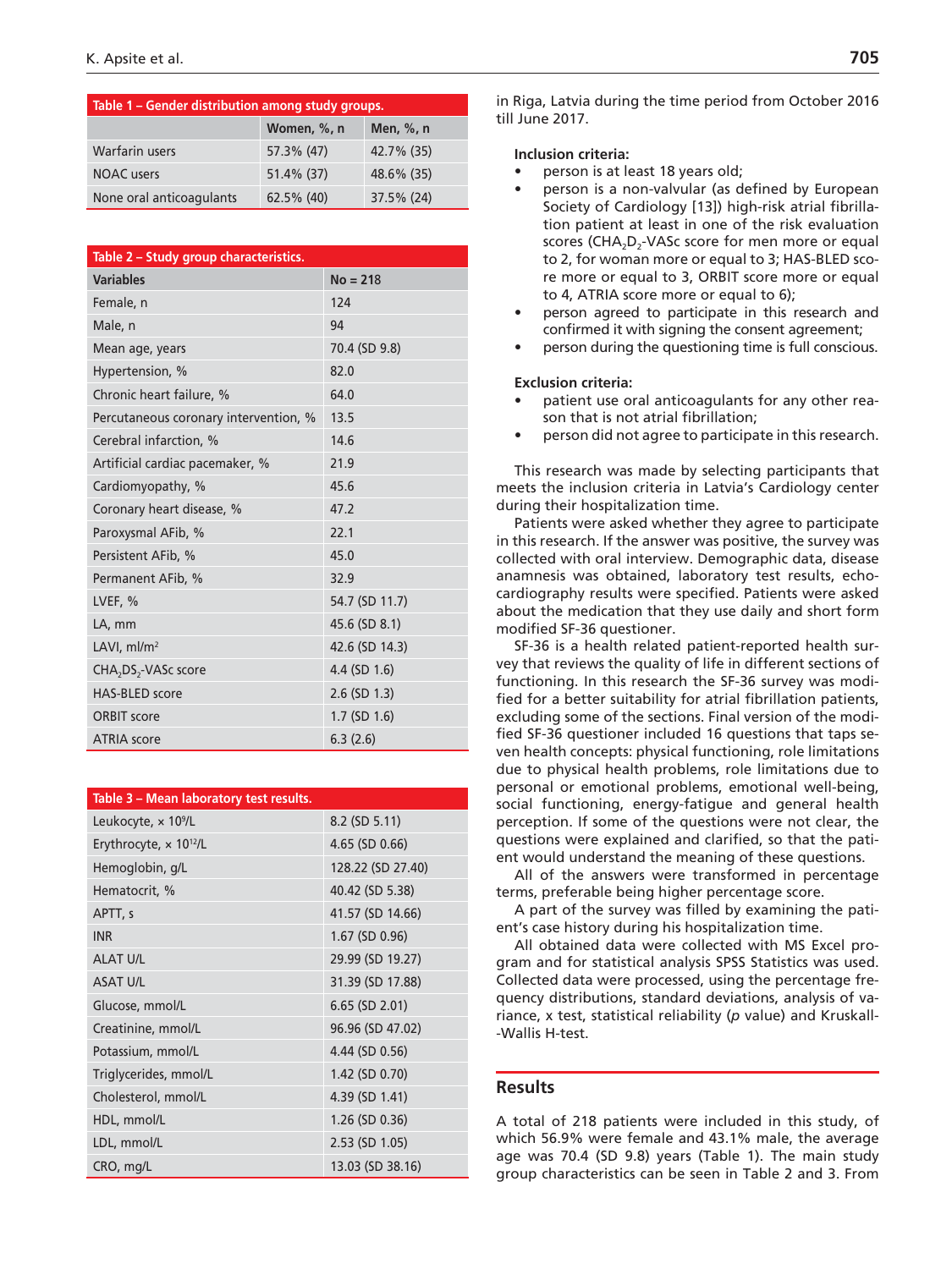Table 1 – Gender distribution among study groups.

| | Women, %, n | Men, %, n |
|---|---|---|
| Warfarin users | 57.3% (47) | 42.7% (35) |
| NOAC users | 51.4% (37) | 48.6% (35) |
| None oral anticoagulants | 62.5% (40) | 37.5% (24) |

Table 2 – Study group characteristics.

| Variables | No = 218 |
|---|---|
| Female, n | 124 |
| Male, n | 94 |
| Mean age, years | 70.4 (SD 9.8) |
| Hypertension, % | 82.0 |
| Chronic heart failure, % | 64.0 |
| Percutaneous coronary intervention, % | 13.5 |
| Cerebral infarction, % | 14.6 |
| Artificial cardiac pacemaker, % | 21.9 |
| Cardiomyopathy, % | 45.6 |
| Coronary heart disease, % | 47.2 |
| Paroxysmal AFib, % | 22.1 |
| Persistent AFib, % | 45.0 |
| Permanent AFib, % | 32.9 |
| LVEF, % | 54.7 (SD 11.7) |
| LA, mm | 45.6 (SD 8.1) |
| LAVI, ml/m$^2$ | 42.6 (SD 14.3) |
| $CHA_2DS_2$-VASc score | 4.4 (SD 1.6) |
| HAS-BLED score | 2.6 (SD 1.3) |
| ORBIT score | 1.7 (SD 1.6) |
| ATRIA score | 6.3 (2.6) |

Table 3 – Mean laboratory test results.

| | |
|---|---|
| Leukocyte, × $10^9$/L | 8.2 (SD 5.11) |
| Erythrocyte, × $10^{12}$/L | 4.65 (SD 0.66) |
| Hemoglobin, g/L | 128.22 (SD 27.40) |
| Hematocrit, % | 40.42 (SD 5.38) |
| APTT, s | 41.57 (SD 14.66) |
| INR | 1.67 (SD 0.96) |
| ALAT U/L | 29.99 (SD 19.27) |
| ASAT U/L | 31.39 (SD 17.88) |
| Glucose, mmol/L | 6.65 (SD 2.01) |
| Creatinine, mmol/L | 96.96 (SD 47.02) |
| Potassium, mmol/L | 4.44 (SD 0.56) |
| Triglycerides, mmol/L | 1.42 (SD 0.70) |
| Cholesterol, mmol/L | 4.39 (SD 1.41) |
| HDL, mmol/L | 1.26 (SD 0.36) |
| LDL, mmol/L | 2.53 (SD 1.05) |
| CRO, mg/L | 13.03 (SD 38.16) |

in Riga, Latvia during the time period from October 2016 till June 2017.

**Inclusion criteria:**

- person is at least 18 years old;
- person is a non-valvular (as defined by European Society of Cardiology [13]) high-risk atrial fibrillation patient at least in one of the risk evaluation scores ($CHA_2D_2$-VASc score for men more or equal to 2, for woman more or equal to 3; HAS-BLED score more or equal to 3, ORBIT score more or equal to 4, ATRIA score more or equal to 6);
- person agreed to participate in this research and confirmed it with signing the consent agreement;
- person during the questioning time is full conscious.

**Exclusion criteria:**

- patient use oral anticoagulants for any other reason that is not atrial fibrillation;
- person did not agree to participate in this research.

This research was made by selecting participants that meets the inclusion criteria in Latvia's Cardiology center during their hospitalization time.

Patients were asked whether they agree to participate in this research. If the answer was positive, the survey was collected with oral interview. Demographic data, disease anamnesis was obtained, laboratory test results, echocardiography results were specified. Patients were asked about the medication that they use daily and short form modified SF-36 questioner.

SF-36 is a health related patient-reported health survey that reviews the quality of life in different sections of functioning. In this research the SF-36 survey was modified for a better suitability for atrial fibrillation patients, excluding some of the sections. Final version of the modified SF-36 questioner included 16 questions that taps seven health concepts: physical functioning, role limitations due to physical health problems, role limitations due to personal or emotional problems, emotional well-being, social functioning, energy-fatigue and general health perception. If some of the questions were not clear, the questions were explained and clarified, so that the patient would understand the meaning of these questions.

All of the answers were transformed in percentage terms, preferable being higher percentage score.

A part of the survey was filled by examining the patient's case history during his hospitalization time.

All obtained data were collected with MS Excel program and for statistical analysis SPSS Statistics was used. Collected data were processed, using the percentage frequency distributions, standard deviations, analysis of variance, x test, statistical reliability (*p* value) and Kruskall-Wallis H-test.

## Results

A total of 218 patients were included in this study, of which 56.9% were female and 43.1% male, the average age was 70.4 (SD 9.8) years (Table 1). The main study group characteristics can be seen in Table 2 and 3. From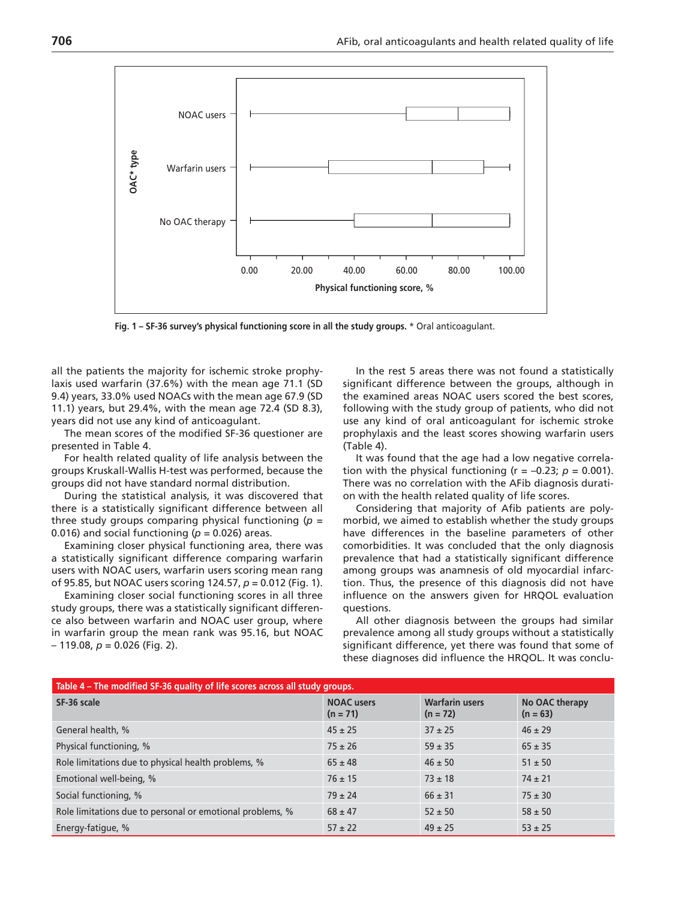Fig. 1 – SF-36 survey's physical functioning score in all the study groups. * Oral anticoagulant.

all the patients the majority for ischemic stroke prophylaxis used warfarin (37.6%) with the mean age 71.1 (SD 9.4) years, 33.0% used NOACs with the mean age 67.9 (SD 11.1) years, but 29.4%, with the mean age 72.4 (SD 8.3), years did not use any kind of anticoagulant.

The mean scores of the modified SF-36 questioner are presented in Table 4.

For health related quality of life analysis between the groups Kruskall-Wallis H-test was performed, because the groups did not have standard normal distribution.

During the statistical analysis, it was discovered that there is a statistically significant difference between all three study groups comparing physical functioning ($p$ = 0.016) and social functioning ($p$ = 0.026) areas.

Examining closer physical functioning area, there was a statistically significant difference comparing warfarin users with NOAC users, warfarin users scoring mean rang of 95.85, but NOAC users scoring 124.57, $p$ = 0.012 (Fig. 1).

Examining closer social functioning scores in all three study groups, there was a statistically significant difference also between warfarin and NOAC user group, where in warfarin group the mean rank was 95.16, but NOAC – 119.08, $p$ = 0.026 (Fig. 2).

In the rest 5 areas there was not found a statistically significant difference between the groups, although in the examined areas NOAC users scored the best scores, following with the study group of patients, who did not use any kind of oral anticoagulant for ischemic stroke prophylaxis and the least scores showing warfarin users (Table 4).

It was found that the age had a low negative correlation with the physical functioning (r = –0.23; $p$ = 0.001). There was no correlation with the AFib diagnosis duration with the health related quality of life scores.

Considering that majority of Afib patients are polymorbid, we aimed to establish whether the study groups have differences in the baseline parameters of other comorbidities. It was concluded that the only diagnosis prevalence that had a statistically significant difference among groups was anamnesis of old myocardial infarction. Thus, the presence of this diagnosis did not have influence on the answers given for HRQOL evaluation questions.

All other diagnosis between the groups had similar prevalence among all study groups without a statistically significant difference, yet there was found that some of these diagnoses did influence the HRQOL. It was conclu-

**Table 4 – The modified SF-36 quality of life scores across all study groups.**

| SF-36 scale | NOAC users (n = 71) | Warfarin users (n = 72) | No OAC therapy (n = 63) |
|---|---|---|---|
| General health, % | 45 ± 25 | 37 ± 25 | 46 ± 29 |
| Physical functioning, % | 75 ± 26 | 59 ± 35 | 65 ± 35 |
| Role limitations due to physical health problems, % | 65 ± 48 | 46 ± 50 | 51 ± 50 |
| Emotional well-being, % | 76 ± 15 | 73 ± 18 | 74 ± 21 |
| Social functioning, % | 79 ± 24 | 66 ± 31 | 75 ± 30 |
| Role limitations due to personal or emotional problems, % | 68 ± 47 | 52 ± 50 | 58 ± 50 |
| Energy-fatigue, % | 57 ± 22 | 49 ± 25 | 53 ± 25 |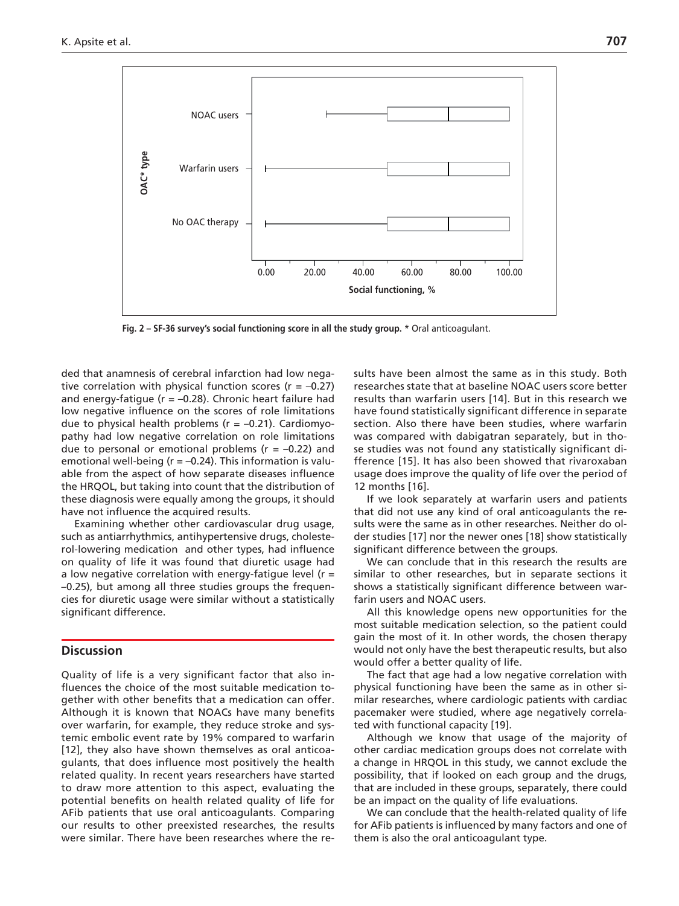Fig. 2 – SF-36 survey's social functioning score in all the study group. * Oral anticoagulant.

ded that anamnesis of cerebral infarction had low negative correlation with physical function scores ($r = -0.27$) and energy-fatigue ($r = -0.28$). Chronic heart failure had low negative influence on the scores of role limitations due to physical health problems ($r = -0.21$). Cardiomyopathy had low negative correlation on role limitations due to personal or emotional problems ($r = -0.22$) and emotional well-being ($r = -0.24$). This information is valuable from the aspect of how separate diseases influence the HRQOL, but taking into count that the distribution of these diagnosis were equally among the groups, it should have not influence the acquired results.

Examining whether other cardiovascular drug usage, such as antiarrhythmics, antihypertensive drugs, cholesterol-lowering medication and other types, had influence on quality of life it was found that diuretic usage had a low negative correlation with energy-fatigue level ($r = -0.25$), but among all three studies groups the frequencies for diuretic usage were similar without a statistically significant difference.

## Discussion

Quality of life is a very significant factor that also influences the choice of the most suitable medication together with other benefits that a medication can offer. Although it is known that NOACs have many benefits over warfarin, for example, they reduce stroke and systemic embolic event rate by 19% compared to warfarin [12], they also have shown themselves as oral anticoagulants, that does influence most positively the health related quality. In recent years researchers have started to draw more attention to this aspect, evaluating the potential benefits on health related quality of life for AFib patients that use oral anticoagulants. Comparing our results to other preexisted researches, the results were similar. There have been researches where the results have been almost the same as in this study. Both researches state that at baseline NOAC users score better results than warfarin users [14]. But in this research we have found statistically significant difference in separate section. Also there have been studies, where warfarin was compared with dabigatran separately, but in those studies was not found any statistically significant difference [15]. It has also been showed that rivaroxaban usage does improve the quality of life over the period of 12 months [16].

If we look separately at warfarin users and patients that did not use any kind of oral anticoagulants the results were the same as in other researches. Neither do older studies [17] nor the newer ones [18] show statistically significant difference between the groups.

We can conclude that in this research the results are similar to other researches, but in separate sections it shows a statistically significant difference between warfarin users and NOAC users.

All this knowledge opens new opportunities for the most suitable medication selection, so the patient could gain the most of it. In other words, the chosen therapy would not only have the best therapeutic results, but also would offer a better quality of life.

The fact that age had a low negative correlation with physical functioning have been the same as in other similar researches, where cardiologic patients with cardiac pacemaker were studied, where age negatively correlated with functional capacity [19].

Although we know that usage of the majority of other cardiac medication groups does not correlate with a change in HRQOL in this study, we cannot exclude the possibility, that if looked on each group and the drugs, that are included in these groups, separately, there could be an impact on the quality of life evaluations.

We can conclude that the health-related quality of life for AFib patients is influenced by many factors and one of them is also the oral anticoagulant type.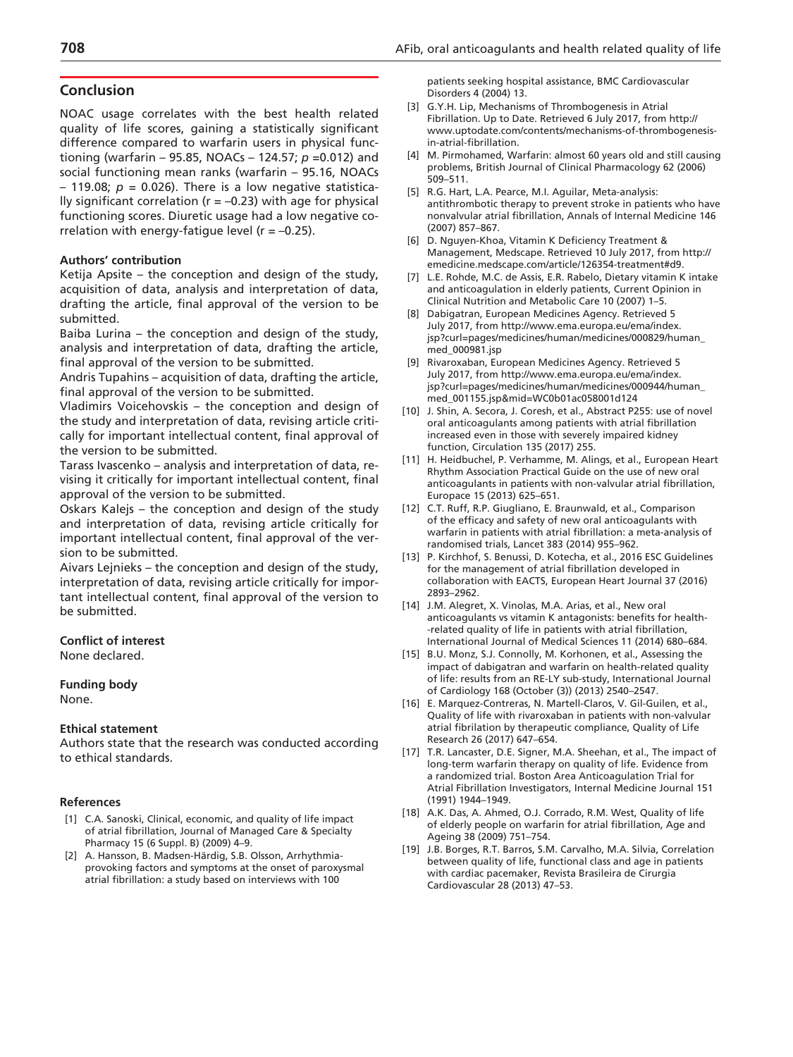## Conclusion

NOAC usage correlates with the best health related quality of life scores, gaining a statistically significant difference compared to warfarin users in physical functioning (warfarin – 95.85, NOACs – 124.57; $p$ =0.012) and social functioning mean ranks (warfarin – 95.16, NOACs – 119.08; $p$ = 0.026). There is a low negative statistically significant correlation (r = –0.23) with age for physical functioning scores. Diuretic usage had a low negative correlation with energy-fatigue level (r = –0.25).

### Authors' contribution

Ketija Apsite – the conception and design of the study, acquisition of data, analysis and interpretation of data, drafting the article, final approval of the version to be submitted.

Baiba Lurina – the conception and design of the study, analysis and interpretation of data, drafting the article, final approval of the version to be submitted.

Andris Tupahins – acquisition of data, drafting the article, final approval of the version to be submitted.

Vladimirs Voicehovskis – the conception and design of the study and interpretation of data, revising article critically for important intellectual content, final approval of the version to be submitted.

Tarass Ivascenko – analysis and interpretation of data, revising it critically for important intellectual content, final approval of the version to be submitted.

Oskars Kalejs – the conception and design of the study and interpretation of data, revising article critically for important intellectual content, final approval of the version to be submitted.

Aivars Lejnieks – the conception and design of the study, interpretation of data, revising article critically for important intellectual content, final approval of the version to be submitted.

### Conflict of interest

None declared.

### Funding body

None.

### Ethical statement

Authors state that the research was conducted according to ethical standards.

### References

[1] C.A. Sanoski, Clinical, economic, and quality of life impact of atrial fibrillation, Journal of Managed Care & Specialty Pharmacy 15 (6 Suppl. B) (2009) 4–9.

[2] A. Hansson, B. Madsen-Härdig, S.B. Olsson, Arrhythmia-provoking factors and symptoms at the onset of paroxysmal atrial fibrillation: a study based on interviews with 100 patients seeking hospital assistance, BMC Cardiovascular Disorders 4 (2004) 13.

[3] G.Y.H. Lip, Mechanisms of Thrombogenesis in Atrial Fibrillation. Up to Date. Retrieved 6 July 2017, from http://www.uptodate.com/contents/mechanisms-of-thrombogenesis-in-atrial-fibrillation.

[4] M. Pirmohamed, Warfarin: almost 60 years old and still causing problems, British Journal of Clinical Pharmacology 62 (2006) 509–511.

[5] R.G. Hart, L.A. Pearce, M.I. Aguilar, Meta-analysis: antithrombotic therapy to prevent stroke in patients who have nonvalvular atrial fibrillation, Annals of Internal Medicine 146 (2007) 857–867.

[6] D. Nguyen-Khoa, Vitamin K Deficiency Treatment & Management, Medscape. Retrieved 10 July 2017, from http://emedicine.medscape.com/article/126354-treatment#d9.

[7] L.E. Rohde, M.C. de Assis, E.R. Rabelo, Dietary vitamin K intake and anticoagulation in elderly patients, Current Opinion in Clinical Nutrition and Metabolic Care 10 (2007) 1–5.

[8] Dabigatran, European Medicines Agency. Retrieved 5 July 2017, from http://www.ema.europa.eu/ema/index.jsp?curl=pages/medicines/human/medicines/000829/human_med_000981.jsp

[9] Rivaroxaban, European Medicines Agency. Retrieved 5 July 2017, from http://www.ema.europa.eu/ema/index.jsp?curl=pages/medicines/human/medicines/000944/human_med_001155.jsp&mid=WC0b01ac058001d124

[10] J. Shin, A. Secora, J. Coresh, et al., Abstract P255: use of novel oral anticoagulants among patients with atrial fibrillation increased even in those with severely impaired kidney function, Circulation 135 (2017) 255.

[11] H. Heidbuchel, P. Verhamme, M. Alings, et al., European Heart Rhythm Association Practical Guide on the use of new oral anticoagulants in patients with non-valvular atrial fibrillation, Europace 15 (2013) 625–651.

[12] C.T. Ruff, R.P. Giugliano, E. Braunwald, et al., Comparison of the efficacy and safety of new oral anticoagulants with warfarin in patients with atrial fibrillation: a meta-analysis of randomised trials, Lancet 383 (2014) 955–962.

[13] P. Kirchhof, S. Benussi, D. Kotecha, et al., 2016 ESC Guidelines for the management of atrial fibrillation developed in collaboration with EACTS, European Heart Journal 37 (2016) 2893–2962.

[14] J.M. Alegret, X. Vinolas, M.A. Arias, et al., New oral anticoagulants vs vitamin K antagonists: benefits for health--related quality of life in patients with atrial fibrillation, International Journal of Medical Sciences 11 (2014) 680–684.

[15] B.U. Monz, S.J. Connolly, M. Korhonen, et al., Assessing the impact of dabigatran and warfarin on health-related quality of life: results from an RE-LY sub-study, International Journal of Cardiology 168 (October (3)) (2013) 2540–2547.

[16] E. Marquez-Contreras, N. Martell-Claros, V. Gil-Guilen, et al., Quality of life with rivaroxaban in patients with non-valvular atrial fibrilation by therapeutic compliance, Quality of Life Research 26 (2017) 647–654.

[17] T.R. Lancaster, D.E. Signer, M.A. Sheehan, et al., The impact of long-term warfarin therapy on quality of life. Evidence from a randomized trial. Boston Area Anticoagulation Trial for Atrial Fibrillation Investigators, Internal Medicine Journal 151 (1991) 1944–1949.

[18] A.K. Das, A. Ahmed, O.J. Corrado, R.M. West, Quality of life of elderly people on warfarin for atrial fibrillation, Age and Ageing 38 (2009) 751–754.

[19] J.B. Borges, R.T. Barros, S.M. Carvalho, M.A. Silvia, Correlation between quality of life, functional class and age in patients with cardiac pacemaker, Revista Brasileira de Cirurgia Cardiovascular 28 (2013) 47–53.